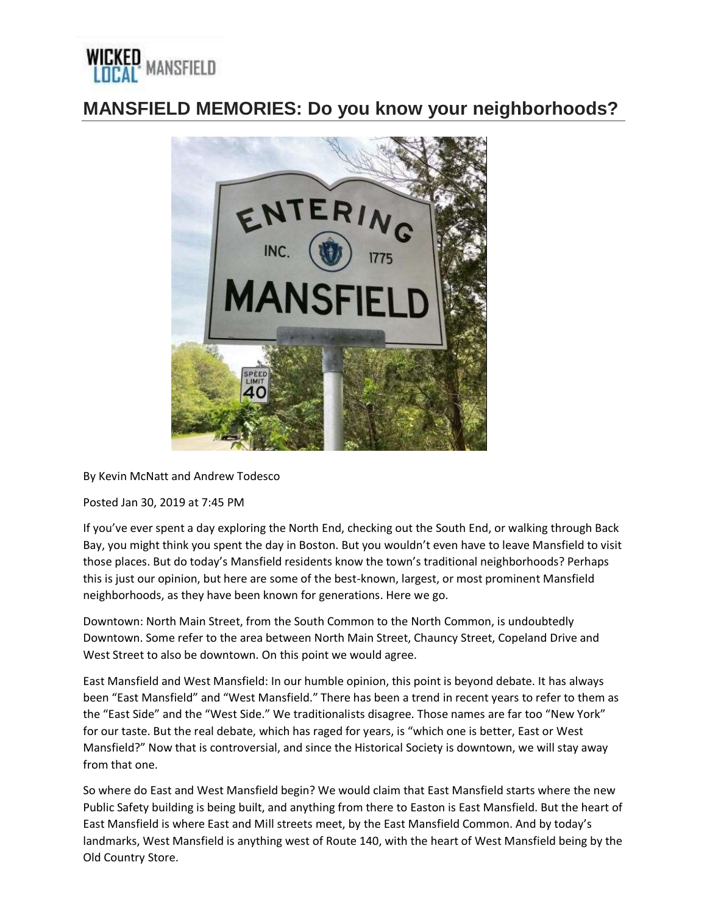WICKED LOCAL MANSFIELD

# MANSFIELD MEMORIES: Do you know your neighborhoods?

By Kevin McNatt and Andrew Todesco

Posted Jan 30, 2019 at 7:45 PM

If you've ever spent a day exploring the North End, checking out the South End, or walking through Back Bay, you might think you spent the day in Boston. But you wouldn't even have to leave Mansfield to visit those places. But do today's Mansfield residents know the town's traditional neighborhoods? Perhaps this is just our opinion, but here are some of the best-known, largest, or most prominent Mansfield neighborhoods, as they have been known for generations. Here we go.

Downtown: North Main Street, from the South Common to the North Common, is undoubtedly Downtown. Some refer to the area between North Main Street, Chauncy Street, Copeland Drive and West Street to also be downtown. On this point we would agree.

East Mansfield and West Mansfield: In our humble opinion, this point is beyond debate. It has always been "East Mansfield" and "West Mansfield." There has been a trend in recent years to refer to them as the "East Side" and the "West Side." We traditionalists disagree. Those names are far too "New York" for our taste. But the real debate, which has raged for years, is "which one is better, East or West Mansfield?" Now that is controversial, and since the Historical Society is downtown, we will stay away from that one.

So where do East and West Mansfield begin? We would claim that East Mansfield starts where the new Public Safety building is being built, and anything from there to Easton is East Mansfield. But the heart of East Mansfield is where East and Mill streets meet, by the East Mansfield Common. And by today's landmarks, West Mansfield is anything west of Route 140, with the heart of West Mansfield being by the Old Country Store.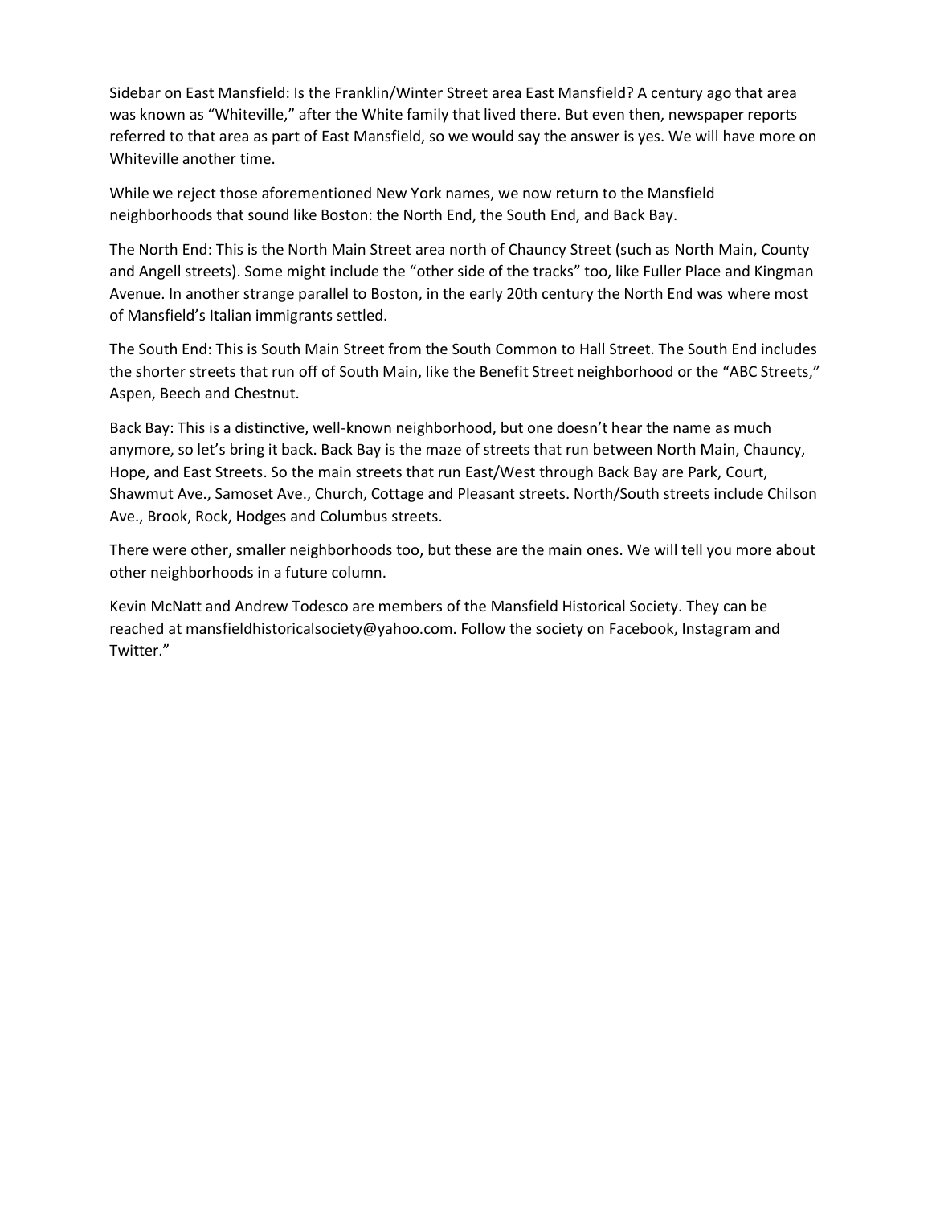Sidebar on East Mansfield: Is the Franklin/Winter Street area East Mansfield? A century ago that area was known as "Whiteville," after the White family that lived there. But even then, newspaper reports referred to that area as part of East Mansfield, so we would say the answer is yes. We will have more on Whiteville another time.

While we reject those aforementioned New York names, we now return to the Mansfield neighborhoods that sound like Boston: the North End, the South End, and Back Bay.

The North End: This is the North Main Street area north of Chauncy Street (such as North Main, County and Angell streets). Some might include the "other side of the tracks" too, like Fuller Place and Kingman Avenue. In another strange parallel to Boston, in the early 20th century the North End was where most of Mansfield's Italian immigrants settled.

The South End: This is South Main Street from the South Common to Hall Street. The South End includes the shorter streets that run off of South Main, like the Benefit Street neighborhood or the "ABC Streets," Aspen, Beech and Chestnut.

Back Bay: This is a distinctive, well-known neighborhood, but one doesn't hear the name as much anymore, so let's bring it back. Back Bay is the maze of streets that run between North Main, Chauncy, Hope, and East Streets. So the main streets that run East/West through Back Bay are Park, Court, Shawmut Ave., Samoset Ave., Church, Cottage and Pleasant streets. North/South streets include Chilson Ave., Brook, Rock, Hodges and Columbus streets.

There were other, smaller neighborhoods too, but these are the main ones. We will tell you more about other neighborhoods in a future column.

Kevin McNatt and Andrew Todesco are members of the Mansfield Historical Society. They can be reached at mansfieldhistoricalsociety@yahoo.com. Follow the society on Facebook, Instagram and Twitter."